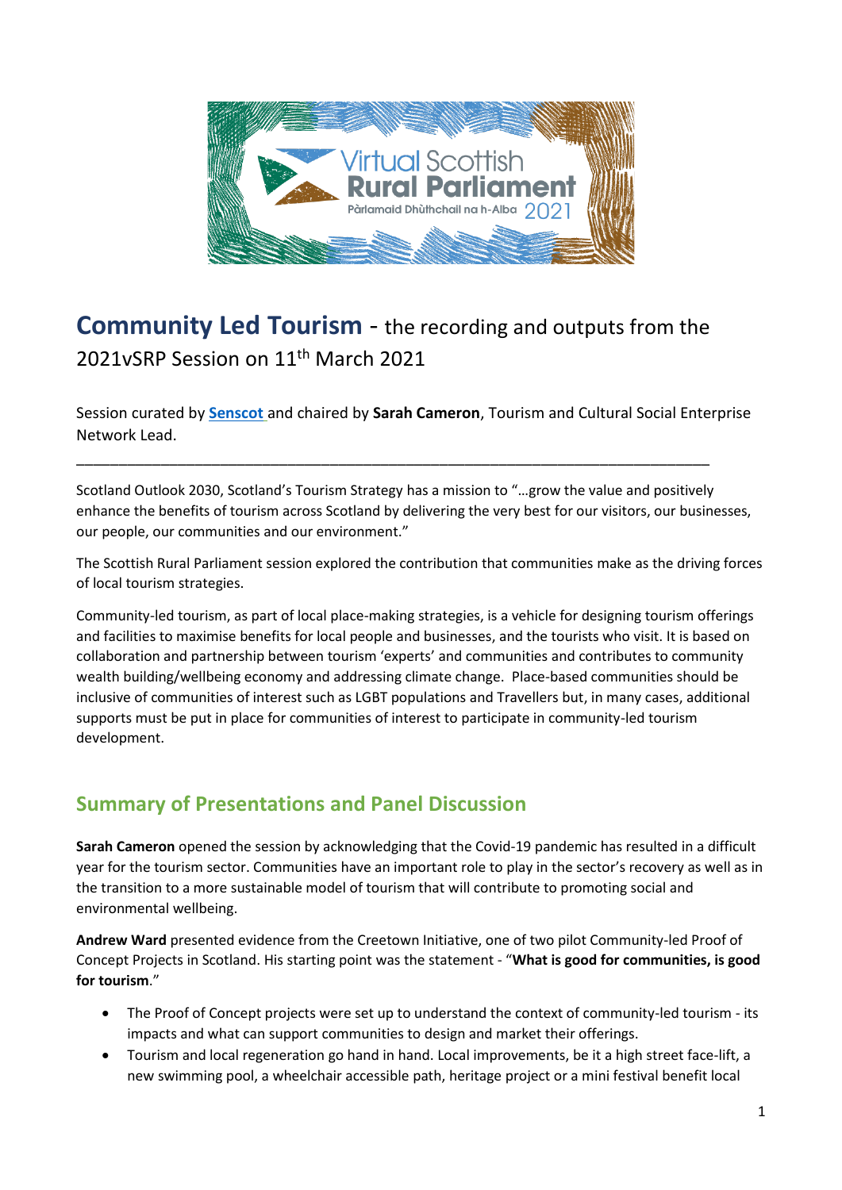# Community Led Tourism - the recording and outputs from the 2021vSRP Session on 11th March 2021

Session curated by **Senscot** and chaired by **Sarah Cameron**, Tourism and Cultural Social Enterprise Network Lead.

---

Scotland Outlook 2030, Scotland's Tourism Strategy has a mission to "…grow the value and positively enhance the benefits of tourism across Scotland by delivering the very best for our visitors, our businesses, our people, our communities and our environment."

The Scottish Rural Parliament session explored the contribution that communities make as the driving forces of local tourism strategies.

Community-led tourism, as part of local place-making strategies, is a vehicle for designing tourism offerings and facilities to maximise benefits for local people and businesses, and the tourists who visit. It is based on collaboration and partnership between tourism 'experts' and communities and contributes to community wealth building/wellbeing economy and addressing climate change. Place-based communities should be inclusive of communities of interest such as LGBT populations and Travellers but, in many cases, additional supports must be put in place for communities of interest to participate in community-led tourism development.

## Summary of Presentations and Panel Discussion

**Sarah Cameron** opened the session by acknowledging that the Covid-19 pandemic has resulted in a difficult year for the tourism sector. Communities have an important role to play in the sector's recovery as well as in the transition to a more sustainable model of tourism that will contribute to promoting social and environmental wellbeing.

**Andrew Ward** presented evidence from the Creetown Initiative, one of two pilot Community-led Proof of Concept Projects in Scotland. His starting point was the statement - "**What is good for communities, is good for tourism**."

- The Proof of Concept projects were set up to understand the context of community-led tourism - its impacts and what can support communities to design and market their offerings.
- Tourism and local regeneration go hand in hand. Local improvements, be it a high street face-lift, a new swimming pool, a wheelchair accessible path, heritage project or a mini festival benefit local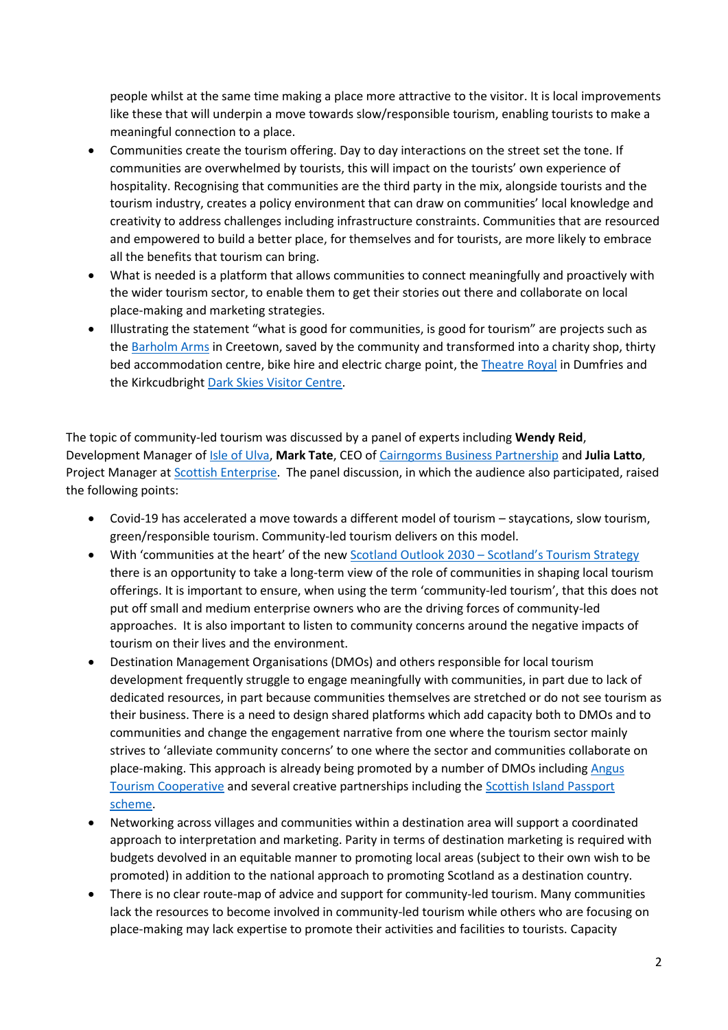people whilst at the same time making a place more attractive to the visitor. It is local improvements like these that will underpin a move towards slow/responsible tourism, enabling tourists to make a meaningful connection to a place.

- Communities create the tourism offering. Day to day interactions on the street set the tone. If communities are overwhelmed by tourists, this will impact on the tourists' own experience of hospitality. Recognising that communities are the third party in the mix, alongside tourists and the tourism industry, creates a policy environment that can draw on communities' local knowledge and creativity to address challenges including infrastructure constraints. Communities that are resourced and empowered to build a better place, for themselves and for tourists, are more likely to embrace all the benefits that tourism can bring.
- What is needed is a platform that allows communities to connect meaningfully and proactively with the wider tourism sector, to enable them to get their stories out there and collaborate on local place-making and marketing strategies.
- Illustrating the statement "what is good for communities, is good for tourism" are projects such as the Barholm Arms in Creetown, saved by the community and transformed into a charity shop, thirty bed accommodation centre, bike hire and electric charge point, the Theatre Royal in Dumfries and the Kirkcudbright Dark Skies Visitor Centre.

The topic of community-led tourism was discussed by a panel of experts including **Wendy Reid**, Development Manager of Isle of Ulva, **Mark Tate**, CEO of Cairngorms Business Partnership and **Julia Latto**, Project Manager at Scottish Enterprise. The panel discussion, in which the audience also participated, raised the following points:

- Covid-19 has accelerated a move towards a different model of tourism – staycations, slow tourism, green/responsible tourism. Community-led tourism delivers on this model.
- With 'communities at the heart' of the new Scotland Outlook 2030 – Scotland's Tourism Strategy there is an opportunity to take a long-term view of the role of communities in shaping local tourism offerings. It is important to ensure, when using the term 'community-led tourism', that this does not put off small and medium enterprise owners who are the driving forces of community-led approaches. It is also important to listen to community concerns around the negative impacts of tourism on their lives and the environment.
- Destination Management Organisations (DMOs) and others responsible for local tourism development frequently struggle to engage meaningfully with communities, in part due to lack of dedicated resources, in part because communities themselves are stretched or do not see tourism as their business. There is a need to design shared platforms which add capacity both to DMOs and to communities and change the engagement narrative from one where the tourism sector mainly strives to 'alleviate community concerns' to one where the sector and communities collaborate on place-making. This approach is already being promoted by a number of DMOs including Angus Tourism Cooperative and several creative partnerships including the Scottish Island Passport scheme.
- Networking across villages and communities within a destination area will support a coordinated approach to interpretation and marketing. Parity in terms of destination marketing is required with budgets devolved in an equitable manner to promoting local areas (subject to their own wish to be promoted) in addition to the national approach to promoting Scotland as a destination country.
- There is no clear route-map of advice and support for community-led tourism. Many communities lack the resources to become involved in community-led tourism while others who are focusing on place-making may lack expertise to promote their activities and facilities to tourists. Capacity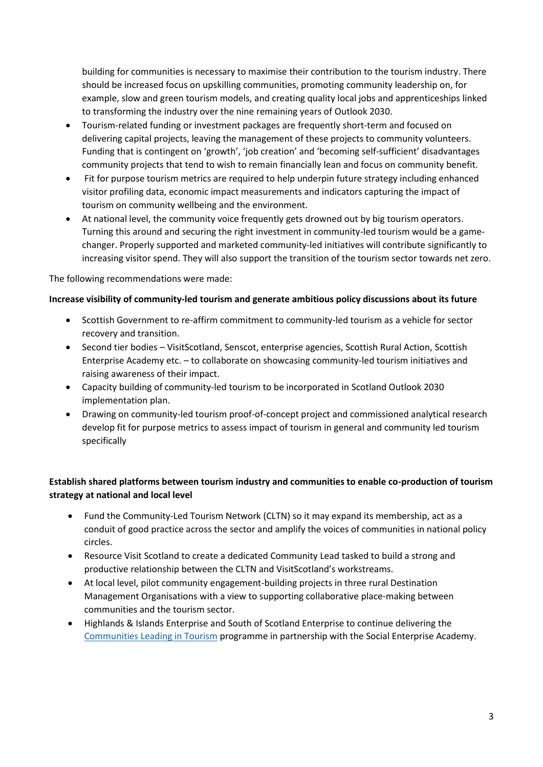building for communities is necessary to maximise their contribution to the tourism industry. There should be increased focus on upskilling communities, promoting community leadership on, for example, slow and green tourism models, and creating quality local jobs and apprenticeships linked to transforming the industry over the nine remaining years of Outlook 2030.

- Tourism-related funding or investment packages are frequently short-term and focused on delivering capital projects, leaving the management of these projects to community volunteers. Funding that is contingent on 'growth', 'job creation' and 'becoming self-sufficient' disadvantages community projects that tend to wish to remain financially lean and focus on community benefit.
- Fit for purpose tourism metrics are required to help underpin future strategy including enhanced visitor profiling data, economic impact measurements and indicators capturing the impact of tourism on community wellbeing and the environment.
- At national level, the community voice frequently gets drowned out by big tourism operators. Turning this around and securing the right investment in community-led tourism would be a game-changer. Properly supported and marketed community-led initiatives will contribute significantly to increasing visitor spend. They will also support the transition of the tourism sector towards net zero.

The following recommendations were made:

**Increase visibility of community-led tourism and generate ambitious policy discussions about its future**

- Scottish Government to re-affirm commitment to community-led tourism as a vehicle for sector recovery and transition.
- Second tier bodies – VisitScotland, Senscot, enterprise agencies, Scottish Rural Action, Scottish Enterprise Academy etc. – to collaborate on showcasing community-led tourism initiatives and raising awareness of their impact.
- Capacity building of community-led tourism to be incorporated in Scotland Outlook 2030 implementation plan.
- Drawing on community-led tourism proof-of-concept project and commissioned analytical research develop fit for purpose metrics to assess impact of tourism in general and community led tourism specifically

**Establish shared platforms between tourism industry and communities to enable co-production of tourism strategy at national and local level**

- Fund the Community-Led Tourism Network (CLTN) so it may expand its membership, act as a conduit of good practice across the sector and amplify the voices of communities in national policy circles.
- Resource Visit Scotland to create a dedicated Community Lead tasked to build a strong and productive relationship between the CLTN and VisitScotland's workstreams.
- At local level, pilot community engagement-building projects in three rural Destination Management Organisations with a view to supporting collaborative place-making between communities and the tourism sector.
- Highlands & Islands Enterprise and South of Scotland Enterprise to continue delivering the Communities Leading in Tourism programme in partnership with the Social Enterprise Academy.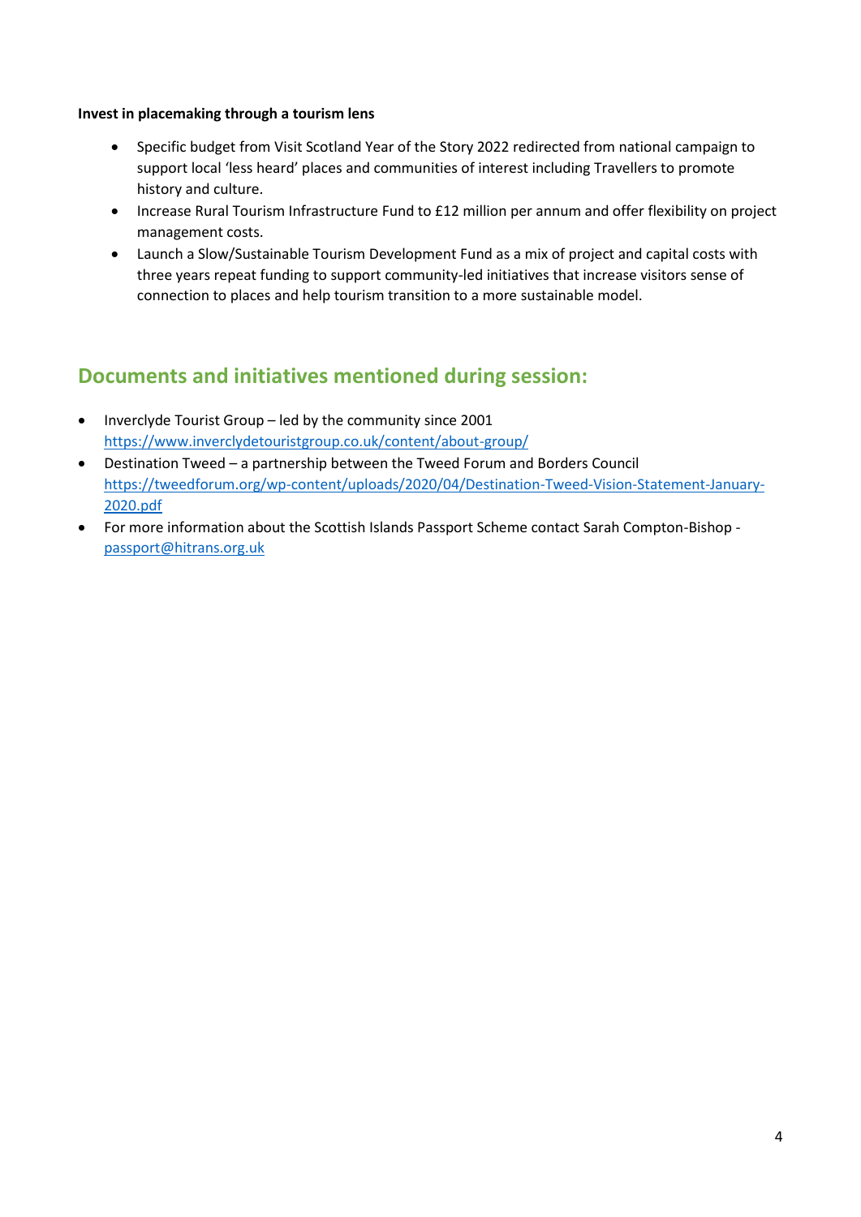**Invest in placemaking through a tourism lens**

- Specific budget from Visit Scotland Year of the Story 2022 redirected from national campaign to support local 'less heard' places and communities of interest including Travellers to promote history and culture.
- Increase Rural Tourism Infrastructure Fund to £12 million per annum and offer flexibility on project management costs.
- Launch a Slow/Sustainable Tourism Development Fund as a mix of project and capital costs with three years repeat funding to support community-led initiatives that increase visitors sense of connection to places and help tourism transition to a more sustainable model.

## Documents and initiatives mentioned during session:

- Inverclyde Tourist Group – led by the community since 2001 https://www.inverclydetouristgroup.co.uk/content/about-group/
- Destination Tweed – a partnership between the Tweed Forum and Borders Council https://tweedforum.org/wp-content/uploads/2020/04/Destination-Tweed-Vision-Statement-January-2020.pdf
- For more information about the Scottish Islands Passport Scheme contact Sarah Compton-Bishop - passport@hitrans.org.uk